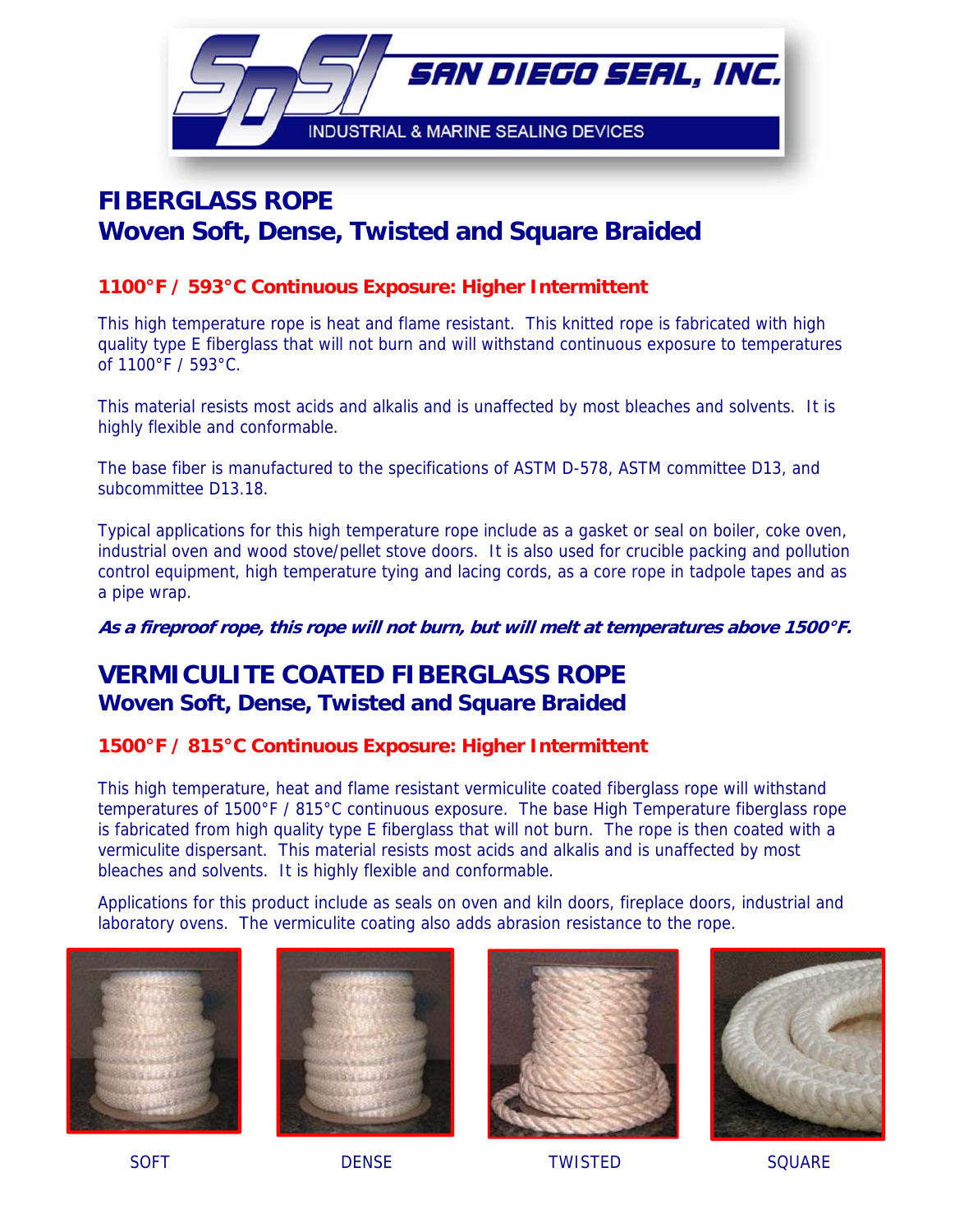# SAN DIEGO SEAL, INC.

INDUSTRIAL & MARINE SEALING DEVICES

## FIBERGLASS ROPE
## Woven Soft, Dense, Twisted and Square Braided

### 1100°F / 593°C Continuous Exposure: Higher Intermittent

This high temperature rope is heat and flame resistant. This knitted rope is fabricated with high quality type E fiberglass that will not burn and will withstand continuous exposure to temperatures of 1100°F / 593°C.

This material resists most acids and alkalis and is unaffected by most bleaches and solvents. It is highly flexible and conformable.

The base fiber is manufactured to the specifications of ASTM D-578, ASTM committee D13, and subcommittee D13.18.

Typical applications for this high temperature rope include as a gasket or seal on boiler, coke oven, industrial oven and wood stove/pellet stove doors. It is also used for crucible packing and pollution control equipment, high temperature tying and lacing cords, as a core rope in tadpole tapes and as a pipe wrap.

***As a fireproof rope, this rope will not burn, but will melt at temperatures above 1500°F.***

## VERMICULITE COATED FIBERGLASS ROPE
### Woven Soft, Dense, Twisted and Square Braided

### 1500°F / 815°C Continuous Exposure: Higher Intermittent

This high temperature, heat and flame resistant vermiculite coated fiberglass rope will withstand temperatures of 1500°F / 815°C continuous exposure. The base High Temperature fiberglass rope is fabricated from high quality type E fiberglass that will not burn. The rope is then coated with a vermiculite dispersant. This material resists most acids and alkalis and is unaffected by most bleaches and solvents. It is highly flexible and conformable.

Applications for this product include as seals on oven and kiln doors, fireplace doors, industrial and laboratory ovens. The vermiculite coating also adds abrasion resistance to the rope.

SOFT

DENSE

TWISTED

SQUARE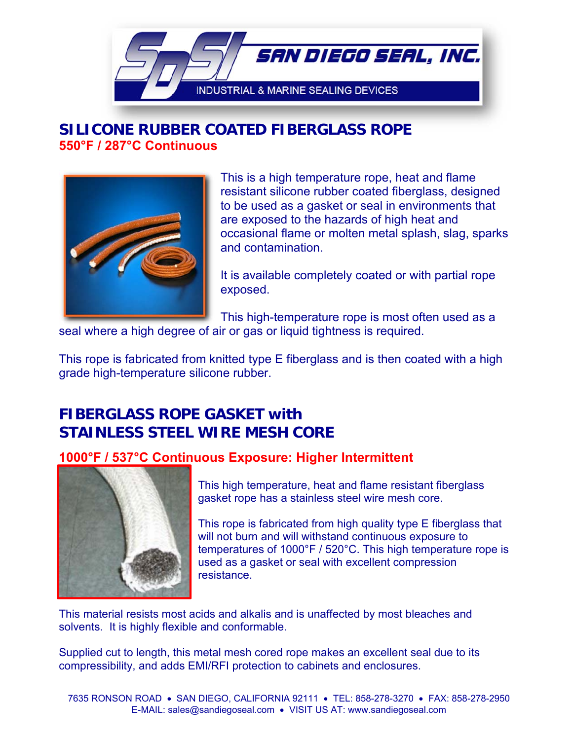# SAN DIEGO SEAL, INC.

INDUSTRIAL & MARINE SEALING DEVICES

## SILICONE RUBBER COATED FIBERGLASS ROPE

**550°F / 287°C Continuous**

This is a high temperature rope, heat and flame resistant silicone rubber coated fiberglass, designed to be used as a gasket or seal in environments that are exposed to the hazards of high heat and occasional flame or molten metal splash, slag, sparks and contamination.

It is available completely coated or with partial rope exposed.

This high-temperature rope is most often used as a seal where a high degree of air or gas or liquid tightness is required.

This rope is fabricated from knitted type E fiberglass and is then coated with a high grade high-temperature silicone rubber.

## FIBERGLASS ROPE GASKET with STAINLESS STEEL WIRE MESH CORE

**1000°F / 537°C Continuous Exposure: Higher Intermittent**

This high temperature, heat and flame resistant fiberglass gasket rope has a stainless steel wire mesh core.

This rope is fabricated from high quality type E fiberglass that will not burn and will withstand continuous exposure to temperatures of 1000°F / 520°C. This high temperature rope is used as a gasket or seal with excellent compression resistance.

This material resists most acids and alkalis and is unaffected by most bleaches and solvents. It is highly flexible and conformable.

Supplied cut to length, this metal mesh cored rope makes an excellent seal due to its compressibility, and adds EMI/RFI protection to cabinets and enclosures.

7635 RONSON ROAD • SAN DIEGO, CALIFORNIA 92111 • TEL: 858-278-3270 • FAX: 858-278-2950
E-MAIL: sales@sandiegoseal.com • VISIT US AT: www.sandiegoseal.com